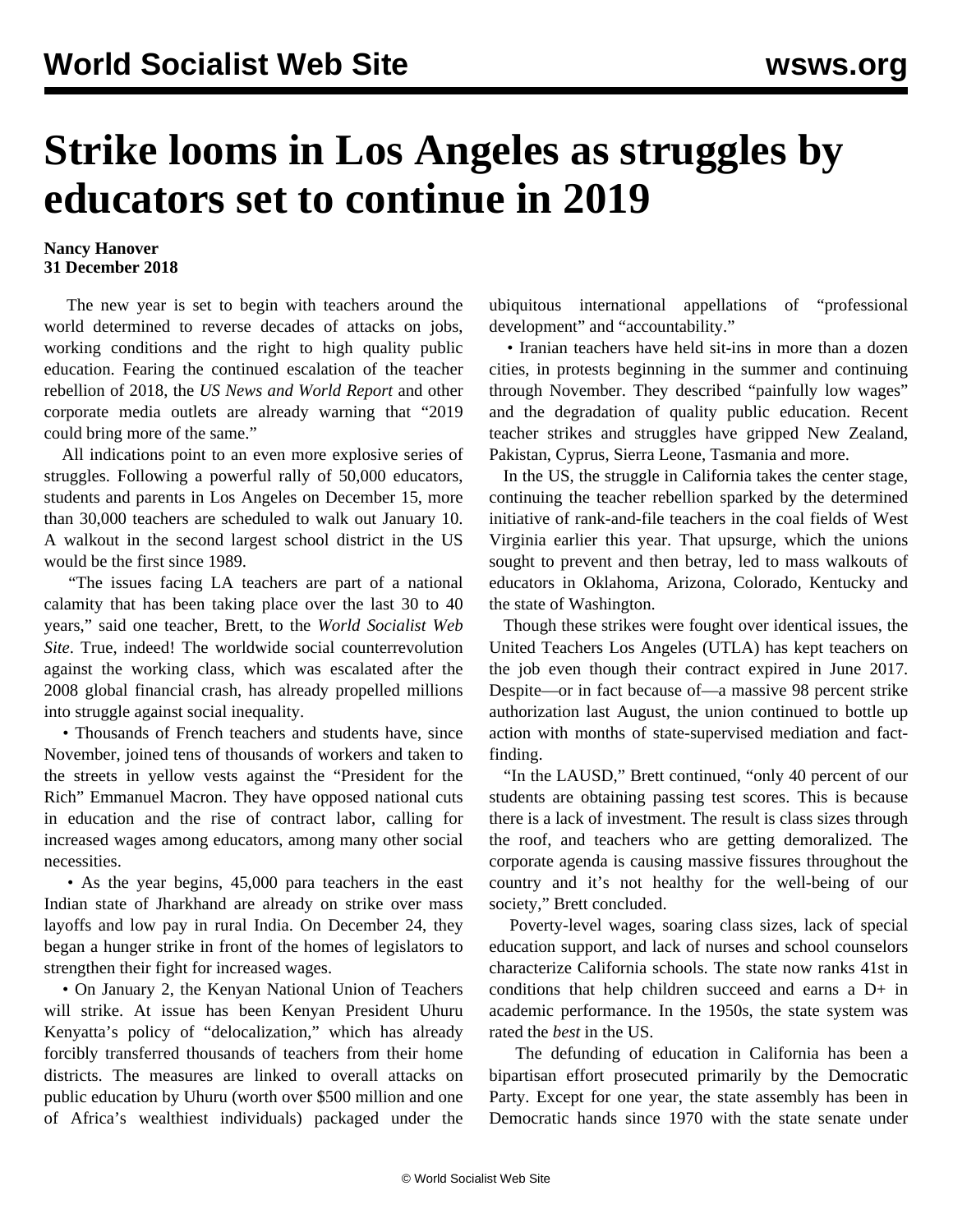# Strike looms in Los Angeles as struggles by educators set to continue in 2019

**Nancy Hanover**
**31 December 2018**

The new year is set to begin with teachers around the world determined to reverse decades of attacks on jobs, working conditions and the right to high quality public education. Fearing the continued escalation of the teacher rebellion of 2018, the *US News and World Report* and other corporate media outlets are already warning that "2019 could bring more of the same."

All indications point to an even more explosive series of struggles. Following a powerful rally of 50,000 educators, students and parents in Los Angeles on December 15, more than 30,000 teachers are scheduled to walk out January 10. A walkout in the second largest school district in the US would be the first since 1989.

"The issues facing LA teachers are part of a national calamity that has been taking place over the last 30 to 40 years," said one teacher, Brett, to the *World Socialist Web Site*. True, indeed! The worldwide social counterrevolution against the working class, which was escalated after the 2008 global financial crash, has already propelled millions into struggle against social inequality.

- Thousands of French teachers and students have, since November, joined tens of thousands of workers and taken to the streets in yellow vests against the "President for the Rich" Emmanuel Macron. They have opposed national cuts in education and the rise of contract labor, calling for increased wages among educators, among many other social necessities.

- As the year begins, 45,000 para teachers in the east Indian state of Jharkhand are already on strike over mass layoffs and low pay in rural India. On December 24, they began a hunger strike in front of the homes of legislators to strengthen their fight for increased wages.

- On January 2, the Kenyan National Union of Teachers will strike. At issue has been Kenyan President Uhuru Kenyatta's policy of "delocalization," which has already forcibly transferred thousands of teachers from their home districts. The measures are linked to overall attacks on public education by Uhuru (worth over $500 million and one of Africa's wealthiest individuals) packaged under the ubiquitous international appellations of "professional development" and "accountability."

- Iranian teachers have held sit-ins in more than a dozen cities, in protests beginning in the summer and continuing through November. They described "painfully low wages" and the degradation of quality public education. Recent teacher strikes and struggles have gripped New Zealand, Pakistan, Cyprus, Sierra Leone, Tasmania and more.

In the US, the struggle in California takes the center stage, continuing the teacher rebellion sparked by the determined initiative of rank-and-file teachers in the coal fields of West Virginia earlier this year. That upsurge, which the unions sought to prevent and then betray, led to mass walkouts of educators in Oklahoma, Arizona, Colorado, Kentucky and the state of Washington.

Though these strikes were fought over identical issues, the United Teachers Los Angeles (UTLA) has kept teachers on the job even though their contract expired in June 2017. Despite—or in fact because of—a massive 98 percent strike authorization last August, the union continued to bottle up action with months of state-supervised mediation and fact-finding.

"In the LAUSD," Brett continued, "only 40 percent of our students are obtaining passing test scores. This is because there is a lack of investment. The result is class sizes through the roof, and teachers who are getting demoralized. The corporate agenda is causing massive fissures throughout the country and it's not healthy for the well-being of our society," Brett concluded.

Poverty-level wages, soaring class sizes, lack of special education support, and lack of nurses and school counselors characterize California schools. The state now ranks 41st in conditions that help children succeed and earns a D+ in academic performance. In the 1950s, the state system was rated the *best* in the US.

The defunding of education in California has been a bipartisan effort prosecuted primarily by the Democratic Party. Except for one year, the state assembly has been in Democratic hands since 1970 with the state senate under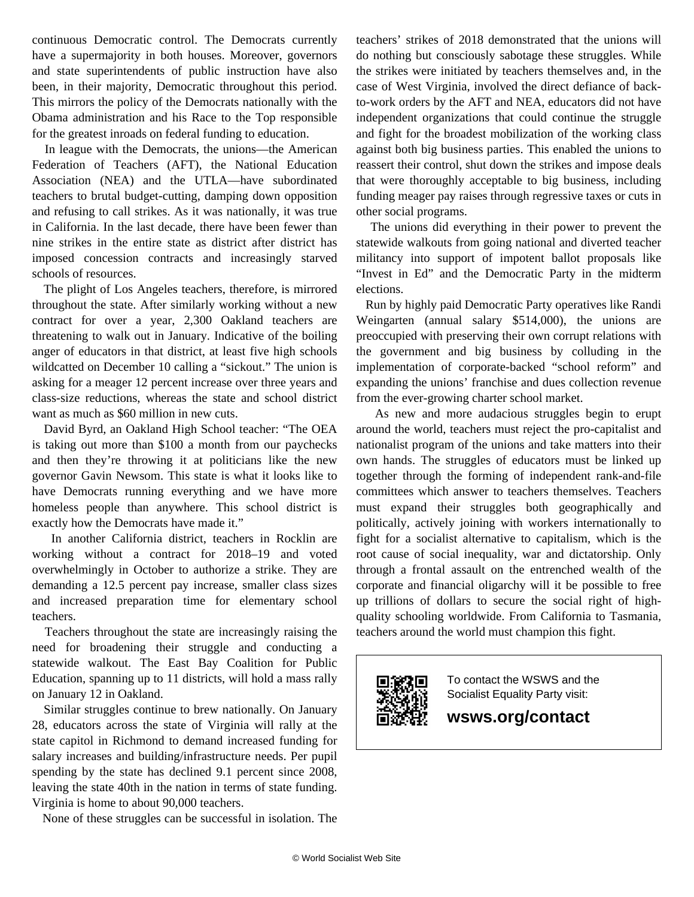continuous Democratic control. The Democrats currently have a supermajority in both houses. Moreover, governors and state superintendents of public instruction have also been, in their majority, Democratic throughout this period. This mirrors the policy of the Democrats nationally with the Obama administration and his Race to the Top responsible for the greatest inroads on federal funding to education.

In league with the Democrats, the unions—the American Federation of Teachers (AFT), the National Education Association (NEA) and the UTLA—have subordinated teachers to brutal budget-cutting, damping down opposition and refusing to call strikes. As it was nationally, it was true in California. In the last decade, there have been fewer than nine strikes in the entire state as district after district has imposed concession contracts and increasingly starved schools of resources.

The plight of Los Angeles teachers, therefore, is mirrored throughout the state. After similarly working without a new contract for over a year, 2,300 Oakland teachers are threatening to walk out in January. Indicative of the boiling anger of educators in that district, at least five high schools wildcatted on December 10 calling a "sickout." The union is asking for a meager 12 percent increase over three years and class-size reductions, whereas the state and school district want as much as $60 million in new cuts.

David Byrd, an Oakland High School teacher: "The OEA is taking out more than $100 a month from our paychecks and then they're throwing it at politicians like the new governor Gavin Newsom. This state is what it looks like to have Democrats running everything and we have more homeless people than anywhere. This school district is exactly how the Democrats have made it."

In another California district, teachers in Rocklin are working without a contract for 2018–19 and voted overwhelmingly in October to authorize a strike. They are demanding a 12.5 percent pay increase, smaller class sizes and increased preparation time for elementary school teachers.

Teachers throughout the state are increasingly raising the need for broadening their struggle and conducting a statewide walkout. The East Bay Coalition for Public Education, spanning up to 11 districts, will hold a mass rally on January 12 in Oakland.

Similar struggles continue to brew nationally. On January 28, educators across the state of Virginia will rally at the state capitol in Richmond to demand increased funding for salary increases and building/infrastructure needs. Per pupil spending by the state has declined 9.1 percent since 2008, leaving the state 40th in the nation in terms of state funding. Virginia is home to about 90,000 teachers.

None of these struggles can be successful in isolation. The teachers' strikes of 2018 demonstrated that the unions will do nothing but consciously sabotage these struggles. While the strikes were initiated by teachers themselves and, in the case of West Virginia, involved the direct defiance of back-to-work orders by the AFT and NEA, educators did not have independent organizations that could continue the struggle and fight for the broadest mobilization of the working class against both big business parties. This enabled the unions to reassert their control, shut down the strikes and impose deals that were thoroughly acceptable to big business, including funding meager pay raises through regressive taxes or cuts in other social programs.

The unions did everything in their power to prevent the statewide walkouts from going national and diverted teacher militancy into support of impotent ballot proposals like "Invest in Ed" and the Democratic Party in the midterm elections.

Run by highly paid Democratic Party operatives like Randi Weingarten (annual salary $514,000), the unions are preoccupied with preserving their own corrupt relations with the government and big business by colluding in the implementation of corporate-backed "school reform" and expanding the unions' franchise and dues collection revenue from the ever-growing charter school market.

As new and more audacious struggles begin to erupt around the world, teachers must reject the pro-capitalist and nationalist program of the unions and take matters into their own hands. The struggles of educators must be linked up together through the forming of independent rank-and-file committees which answer to teachers themselves. Teachers must expand their struggles both geographically and politically, actively joining with workers internationally to fight for a socialist alternative to capitalism, which is the root cause of social inequality, war and dictatorship. Only through a frontal assault on the entrenched wealth of the corporate and financial oligarchy will it be possible to free up trillions of dollars to secure the social right of high-quality schooling worldwide. From California to Tasmania, teachers around the world must champion this fight.

To contact the WSWS and the Socialist Equality Party visit:

**wsws.org/contact**